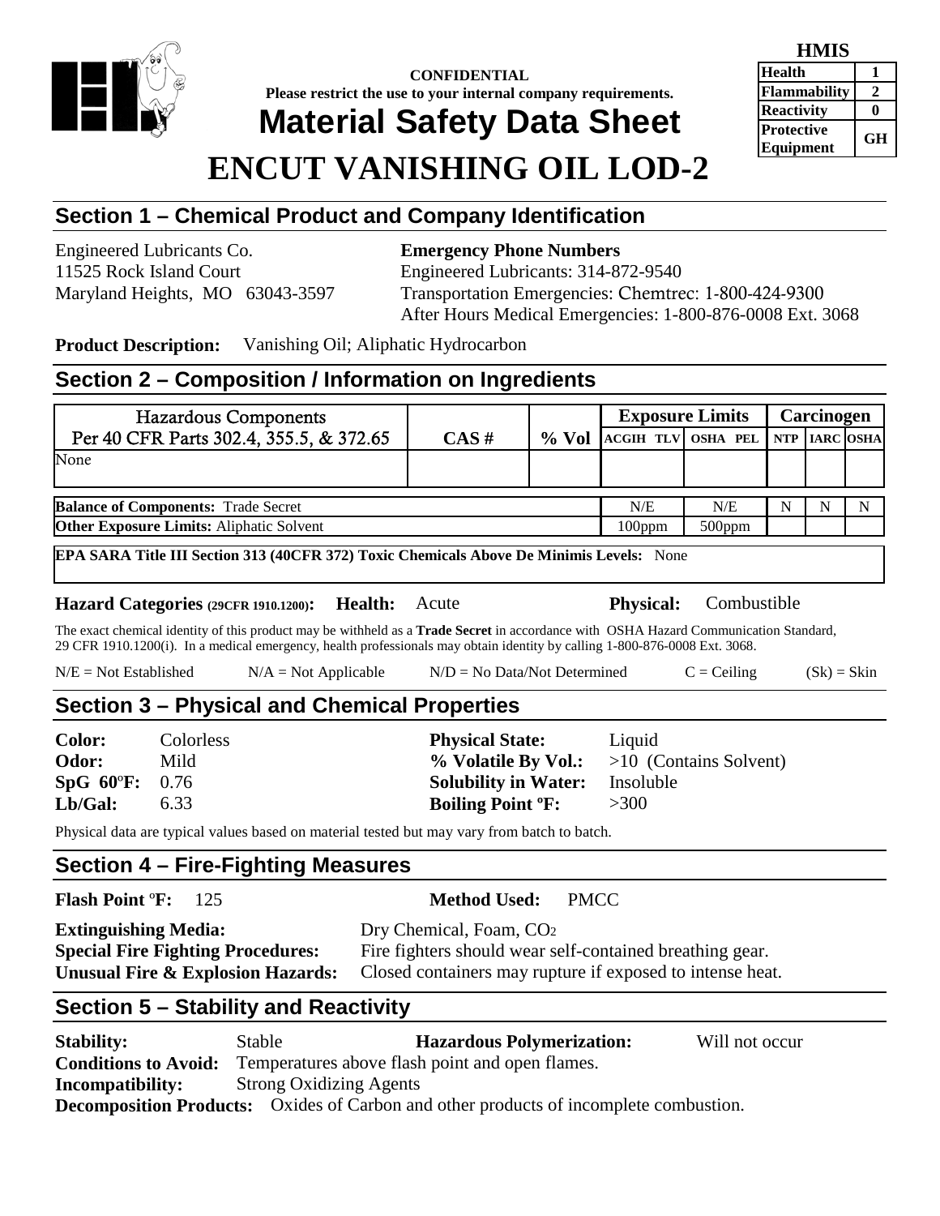**CONFIDENTIAL**
**Please restrict the use to your internal company requirements.**

# Material Safety Data Sheet

# ENCUT VANISHING OIL LOD-2

| HMIS | |
|---|---|
| Health | 1 |
| Flammability | 2 |
| Reactivity | 0 |
| Protective Equipment | GH |

## Section 1 – Chemical Product and Company Identification

Engineered Lubricants Co.
11525 Rock Island Court
Maryland Heights, MO 63043-3597

**Emergency Phone Numbers**
Engineered Lubricants: 314-872-9540
Transportation Emergencies: Chemtrec: 1-800-424-9300
After Hours Medical Emergencies: 1-800-876-0008 Ext. 3068

**Product Description:** Vanishing Oil; Aliphatic Hydrocarbon

## Section 2 – Composition / Information on Ingredients

| Hazardous Components Per 40 CFR Parts 302.4, 355.5, & 372.65 | CAS # | % Vol | Exposure Limits | | Carcinogen | | |
|---|---|---|---|---|---|---|---|
| | | | ACGIH TLV | OSHA PEL | NTP | IARC | OSHA |
| None | | | | | | | |
| **Balance of Components:** Trade Secret | | | N/E | N/E | N | N | N |
| **Other Exposure Limits:** Aliphatic Solvent | | | 100ppm | 500ppm | | | |

**EPA SARA Title III Section 313 (40CFR 372) Toxic Chemicals Above De Minimis Levels:** None

**Hazard Categories (29CFR 1910.1200): Health:** Acute **Physical:** Combustible

The exact chemical identity of this product may be withheld as a **Trade Secret** in accordance with OSHA Hazard Communication Standard, 29 CFR 1910.1200(i). In a medical emergency, health professionals may obtain identity by calling 1-800-876-0008 Ext. 3068.

N/E = Not Established N/A = Not Applicable N/D = No Data/Not Determined C = Ceiling (Sk) = Skin

## Section 3 – Physical and Chemical Properties

**Color:** Colorless
**Odor:** Mild
**SpG 60ºF:** 0.76
**Lb/Gal:** 6.33

**Physical State:** Liquid
**% Volatile By Vol.:** >10 (Contains Solvent)
**Solubility in Water:** Insoluble
**Boiling Point ºF:** >300

Physical data are typical values based on material tested but may vary from batch to batch.

## Section 4 – Fire-Fighting Measures

**Flash Point ºF:** 125 **Method Used:** PMCC

**Extinguishing Media:** Dry Chemical, Foam, $CO_2$
**Special Fire Fighting Procedures:** Fire fighters should wear self-contained breathing gear.
**Unusual Fire & Explosion Hazards:** Closed containers may rupture if exposed to intense heat.

## Section 5 – Stability and Reactivity

**Stability:** Stable **Hazardous Polymerization:** Will not occur
**Conditions to Avoid:** Temperatures above flash point and open flames.
**Incompatibility:** Strong Oxidizing Agents
**Decomposition Products:** Oxides of Carbon and other products of incomplete combustion.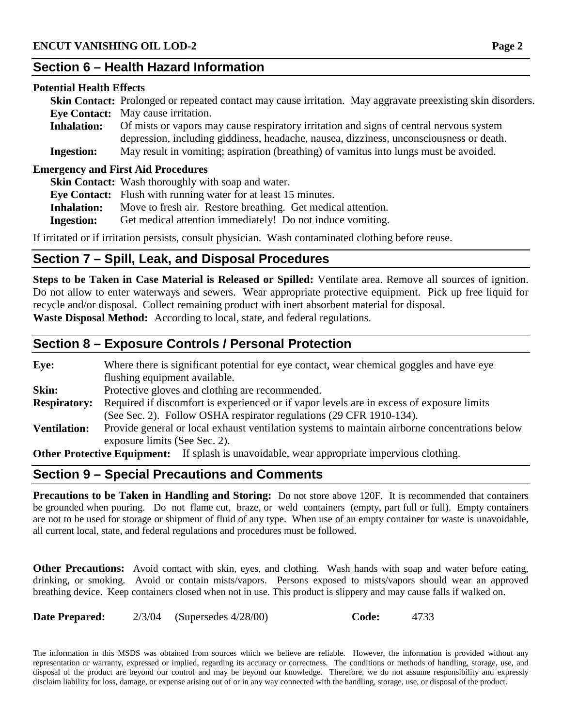## Section 6 – Health Hazard Information

**Potential Health Effects**

**Skin Contact:** Prolonged or repeated contact may cause irritation. May aggravate preexisting skin disorders.
**Eye Contact:** May cause irritation.
**Inhalation:** Of mists or vapors may cause respiratory irritation and signs of central nervous system depression, including giddiness, headache, nausea, dizziness, unconsciousness or death.
**Ingestion:** May result in vomiting; aspiration (breathing) of vamitus into lungs must be avoided.

**Emergency and First Aid Procedures**

**Skin Contact:** Wash thoroughly with soap and water.
**Eye Contact:** Flush with running water for at least 15 minutes.
**Inhalation:** Move to fresh air. Restore breathing. Get medical attention.
**Ingestion:** Get medical attention immediately! Do not induce vomiting.

If irritated or if irritation persists, consult physician. Wash contaminated clothing before reuse.

## Section 7 – Spill, Leak, and Disposal Procedures

**Steps to be Taken in Case Material is Released or Spilled:** Ventilate area. Remove all sources of ignition. Do not allow to enter waterways and sewers. Wear appropriate protective equipment. Pick up free liquid for recycle and/or disposal. Collect remaining product with inert absorbent material for disposal.
**Waste Disposal Method:** According to local, state, and federal regulations.

## Section 8 – Exposure Controls / Personal Protection

**Eye:** Where there is significant potential for eye contact, wear chemical goggles and have eye flushing equipment available.
**Skin:** Protective gloves and clothing are recommended.
**Respiratory:** Required if discomfort is experienced or if vapor levels are in excess of exposure limits (See Sec. 2). Follow OSHA respirator regulations (29 CFR 1910-134).
**Ventilation:** Provide general or local exhaust ventilation systems to maintain airborne concentrations below exposure limits (See Sec. 2).
**Other Protective Equipment:** If splash is unavoidable, wear appropriate impervious clothing.

## Section 9 – Special Precautions and Comments

**Precautions to be Taken in Handling and Storing:** Do not store above 120F. It is recommended that containers be grounded when pouring. Do not flame cut, braze, or weld containers (empty, part full or full). Empty containers are not to be used for storage or shipment of fluid of any type. When use of an empty container for waste is unavoidable, all current local, state, and federal regulations and procedures must be followed.

**Other Precautions:** Avoid contact with skin, eyes, and clothing. Wash hands with soap and water before eating, drinking, or smoking. Avoid or contain mists/vapors. Persons exposed to mists/vapors should wear an approved breathing device. Keep containers closed when not in use. This product is slippery and may cause falls if walked on.

**Date Prepared:** 2/3/04 (Supersedes 4/28/00) **Code:** 4733

The information in this MSDS was obtained from sources which we believe are reliable. However, the information is provided without any representation or warranty, expressed or implied, regarding its accuracy or correctness. The conditions or methods of handling, storage, use, and disposal of the product are beyond our control and may be beyond our knowledge. Therefore, we do not assume responsibility and expressly disclaim liability for loss, damage, or expense arising out of or in any way connected with the handling, storage, use, or disposal of the product.